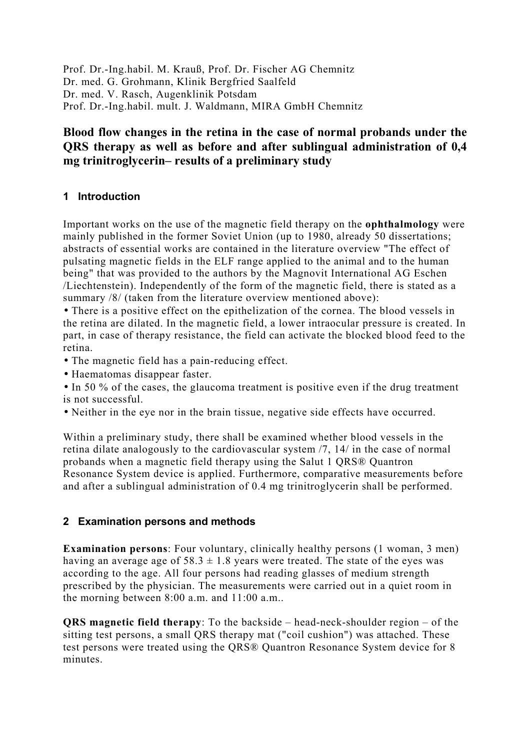Prof. Dr.-Ing.habil. M. Krauß, Prof. Dr. Fischer AG Chemnitz
Dr. med. G. Grohmann, Klinik Bergfried Saalfeld
Dr. med. V. Rasch, Augenklinik Potsdam
Prof. Dr.-Ing.habil. mult. J. Waldmann, MIRA GmbH Chemnitz

# Blood flow changes in the retina in the case of normal probands under the QRS therapy as well as before and after sublingual administration of 0,4 mg trinitroglycerin– results of a preliminary study

## 1 Introduction

Important works on the use of the magnetic field therapy on the **ophthalmology** were mainly published in the former Soviet Union (up to 1980, already 50 dissertations; abstracts of essential works are contained in the literature overview "The effect of pulsating magnetic fields in the ELF range applied to the animal and to the human being" that was provided to the authors by the Magnovit International AG Eschen /Liechtenstein). Independently of the form of the magnetic field, there is stated as a summary /8/ (taken from the literature overview mentioned above):

- There is a positive effect on the epithelization of the cornea. The blood vessels in the retina are dilated. In the magnetic field, a lower intraocular pressure is created. In part, in case of therapy resistance, the field can activate the blocked blood feed to the retina.
- The magnetic field has a pain-reducing effect.
- Haematomas disappear faster.
- In 50 % of the cases, the glaucoma treatment is positive even if the drug treatment is not successful.
- Neither in the eye nor in the brain tissue, negative side effects have occurred.

Within a preliminary study, there shall be examined whether blood vessels in the retina dilate analogously to the cardiovascular system /7, 14/ in the case of normal probands when a magnetic field therapy using the Salut 1 QRS® Quantron Resonance System device is applied. Furthermore, comparative measurements before and after a sublingual administration of 0.4 mg trinitroglycerin shall be performed.

## 2 Examination persons and methods

**Examination persons**: Four voluntary, clinically healthy persons (1 woman, 3 men) having an average age of 58.3 ± 1.8 years were treated. The state of the eyes was according to the age. All four persons had reading glasses of medium strength prescribed by the physician. The measurements were carried out in a quiet room in the morning between 8:00 a.m. and 11:00 a.m..

**QRS magnetic field therapy**: To the backside – head-neck-shoulder region – of the sitting test persons, a small QRS therapy mat ("coil cushion") was attached. These test persons were treated using the QRS® Quantron Resonance System device for 8 minutes.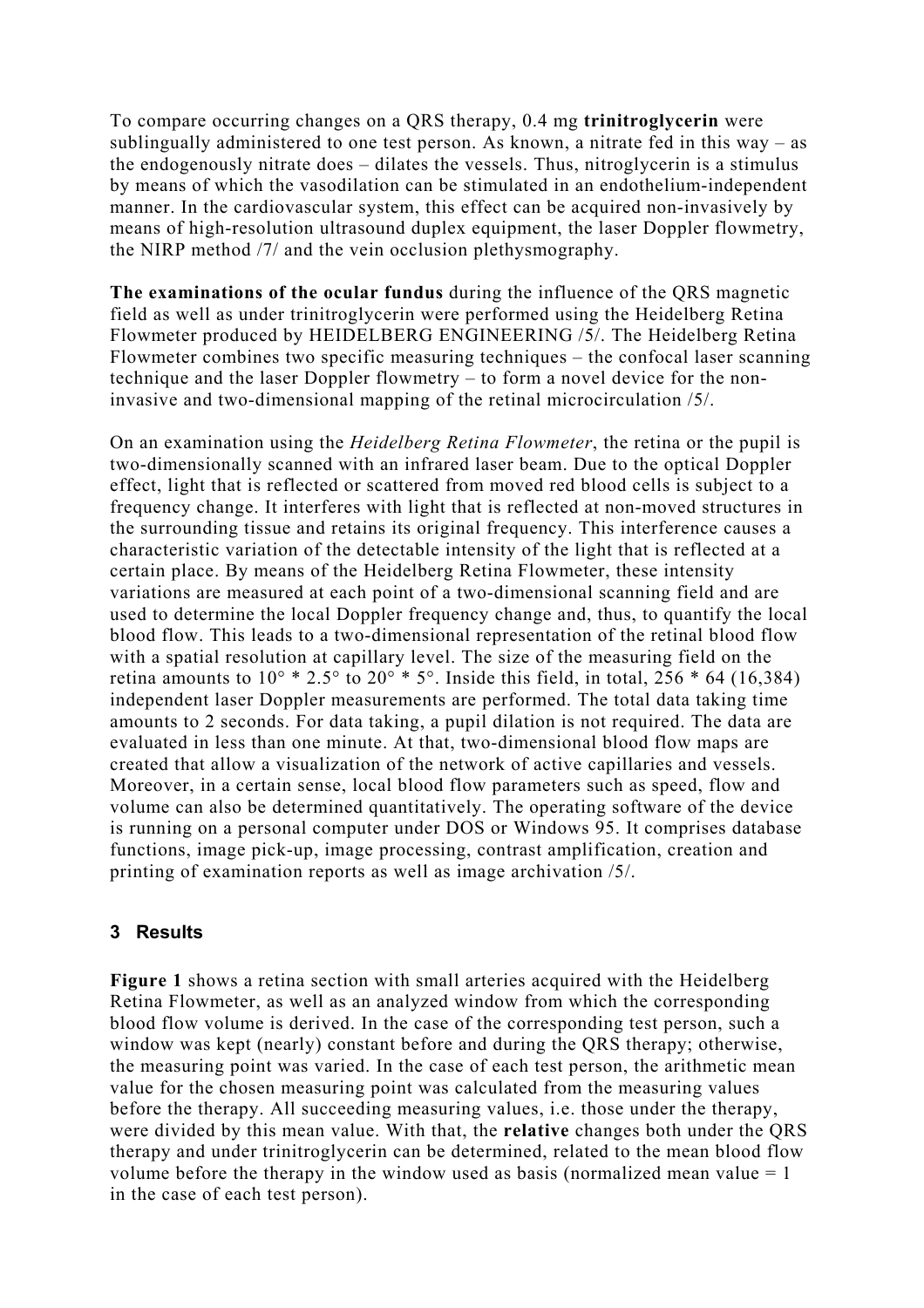To compare occurring changes on a QRS therapy, 0.4 mg **trinitroglycerin** were sublingually administered to one test person. As known, a nitrate fed in this way – as the endogenously nitrate does – dilates the vessels. Thus, nitroglycerin is a stimulus by means of which the vasodilation can be stimulated in an endothelium-independent manner. In the cardiovascular system, this effect can be acquired non-invasively by means of high-resolution ultrasound duplex equipment, the laser Doppler flowmetry, the NIRP method /7/ and the vein occlusion plethysmography.

**The examinations of the ocular fundus** during the influence of the QRS magnetic field as well as under trinitroglycerin were performed using the Heidelberg Retina Flowmeter produced by HEIDELBERG ENGINEERING /5/. The Heidelberg Retina Flowmeter combines two specific measuring techniques – the confocal laser scanning technique and the laser Doppler flowmetry – to form a novel device for the non-invasive and two-dimensional mapping of the retinal microcirculation /5/.

On an examination using the *Heidelberg Retina Flowmeter*, the retina or the pupil is two-dimensionally scanned with an infrared laser beam. Due to the optical Doppler effect, light that is reflected or scattered from moved red blood cells is subject to a frequency change. It interferes with light that is reflected at non-moved structures in the surrounding tissue and retains its original frequency. This interference causes a characteristic variation of the detectable intensity of the light that is reflected at a certain place. By means of the Heidelberg Retina Flowmeter, these intensity variations are measured at each point of a two-dimensional scanning field and are used to determine the local Doppler frequency change and, thus, to quantify the local blood flow. This leads to a two-dimensional representation of the retinal blood flow with a spatial resolution at capillary level. The size of the measuring field on the retina amounts to 10° * 2.5° to 20° * 5°. Inside this field, in total, 256 * 64 (16,384) independent laser Doppler measurements are performed. The total data taking time amounts to 2 seconds. For data taking, a pupil dilation is not required. The data are evaluated in less than one minute. At that, two-dimensional blood flow maps are created that allow a visualization of the network of active capillaries and vessels. Moreover, in a certain sense, local blood flow parameters such as speed, flow and volume can also be determined quantitatively. The operating software of the device is running on a personal computer under DOS or Windows 95. It comprises database functions, image pick-up, image processing, contrast amplification, creation and printing of examination reports as well as image archivation /5/.

## 3 Results

**Figure 1** shows a retina section with small arteries acquired with the Heidelberg Retina Flowmeter, as well as an analyzed window from which the corresponding blood flow volume is derived. In the case of the corresponding test person, such a window was kept (nearly) constant before and during the QRS therapy; otherwise, the measuring point was varied. In the case of each test person, the arithmetic mean value for the chosen measuring point was calculated from the measuring values before the therapy. All succeeding measuring values, i.e. those under the therapy, were divided by this mean value. With that, the **relative** changes both under the QRS therapy and under trinitroglycerin can be determined, related to the mean blood flow volume before the therapy in the window used as basis (normalized mean value = 1 in the case of each test person).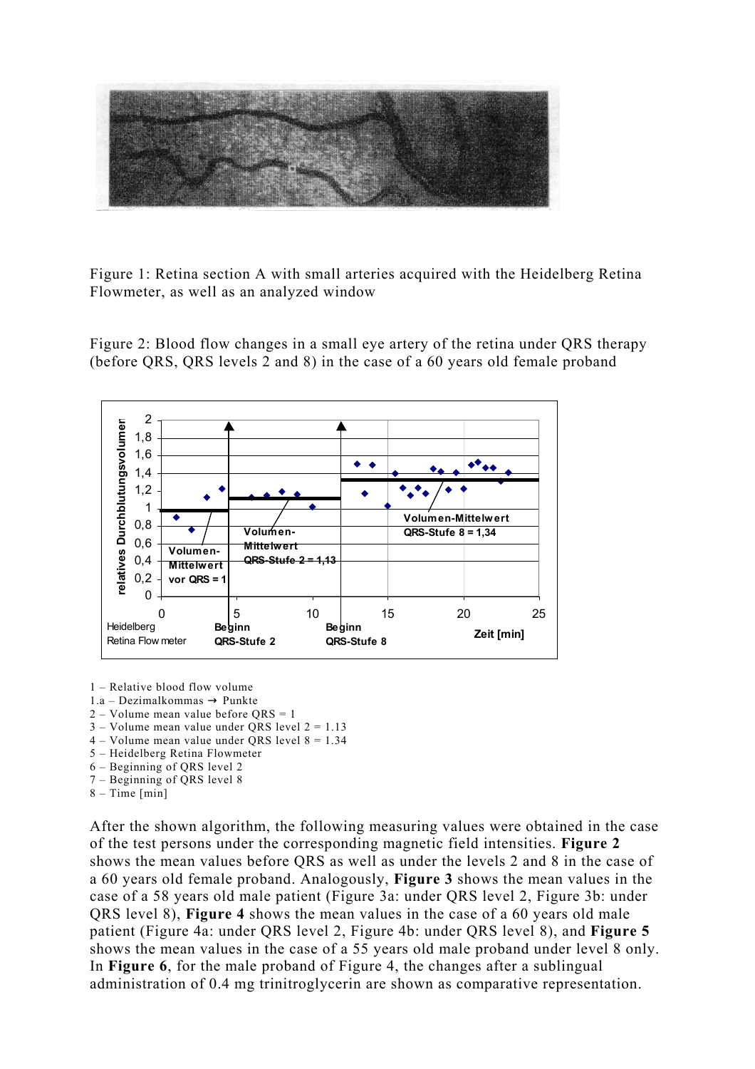Figure 1: Retina section A with small arteries acquired with the Heidelberg Retina Flowmeter, as well as an analyzed window

Figure 2: Blood flow changes in a small eye artery of the retina under QRS therapy (before QRS, QRS levels 2 and 8) in the case of a 60 years old female proband

1 – Relative blood flow volume
1.a – Dezimalkommas → Punkte
2 – Volume mean value before QRS = 1
3 – Volume mean value under QRS level 2 = 1.13
4 – Volume mean value under QRS level 8 = 1.34
5 – Heidelberg Retina Flowmeter
6 – Beginning of QRS level 2
7 – Beginning of QRS level 8
8 – Time [min]

After the shown algorithm, the following measuring values were obtained in the case of the test persons under the corresponding magnetic field intensities. **Figure 2** shows the mean values before QRS as well as under the levels 2 and 8 in the case of a 60 years old female proband. Analogously, **Figure 3** shows the mean values in the case of a 58 years old male patient (Figure 3a: under QRS level 2, Figure 3b: under QRS level 8), **Figure 4** shows the mean values in the case of a 60 years old male patient (Figure 4a: under QRS level 2, Figure 4b: under QRS level 8), and **Figure 5** shows the mean values in the case of a 55 years old male proband under level 8 only. In **Figure 6**, for the male proband of Figure 4, the changes after a sublingual administration of 0.4 mg trinitroglycerin are shown as comparative representation.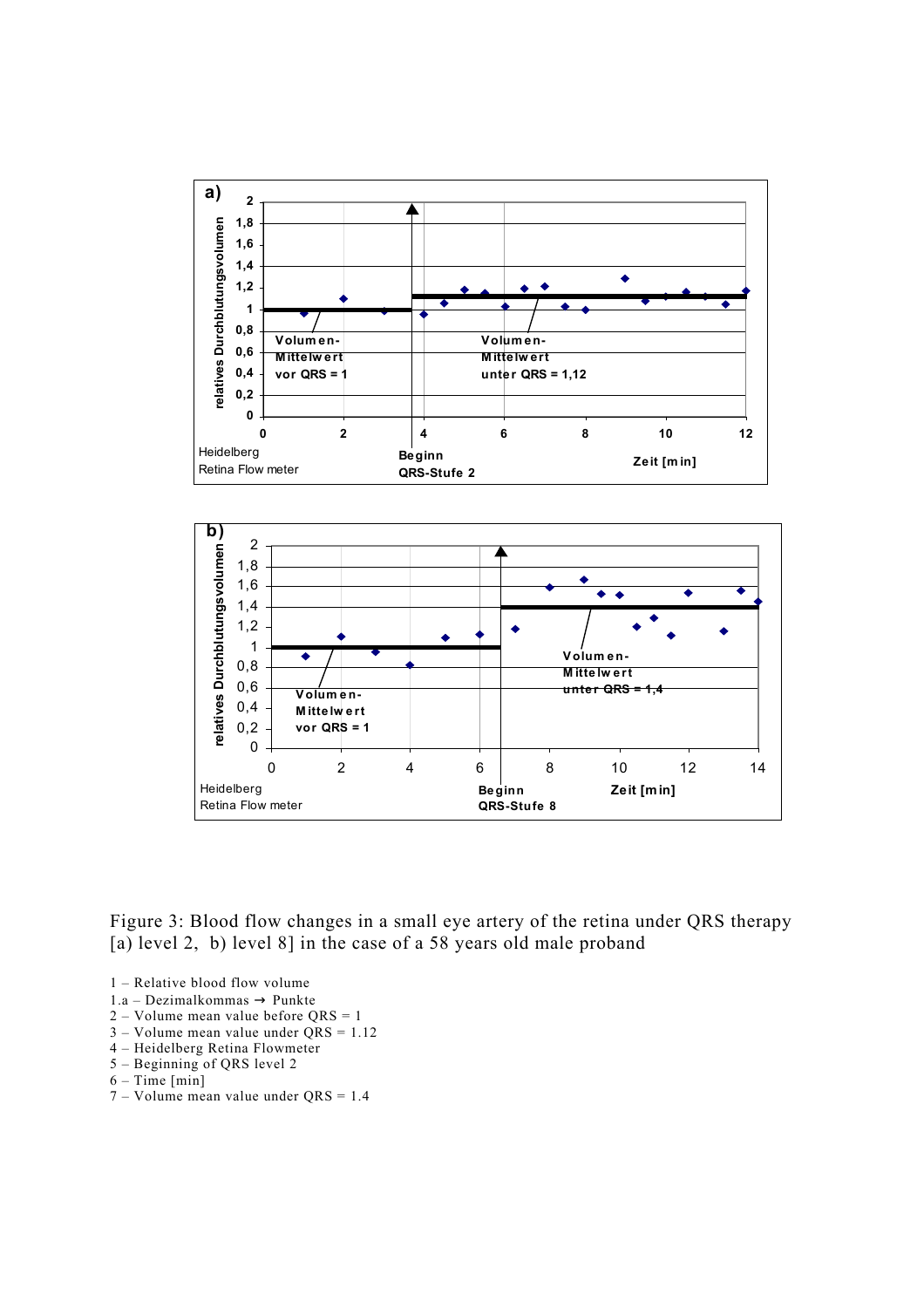Figure 3: Blood flow changes in a small eye artery of the retina under QRS therapy [a) level 2, b) level 8] in the case of a 58 years old male proband

1 – Relative blood flow volume
1.a – Dezimalkommas → Punkte
2 – Volume mean value before QRS = 1
3 – Volume mean value under QRS = 1.12
4 – Heidelberg Retina Flowmeter
5 – Beginning of QRS level 2
6 – Time [min]
7 – Volume mean value under QRS = 1.4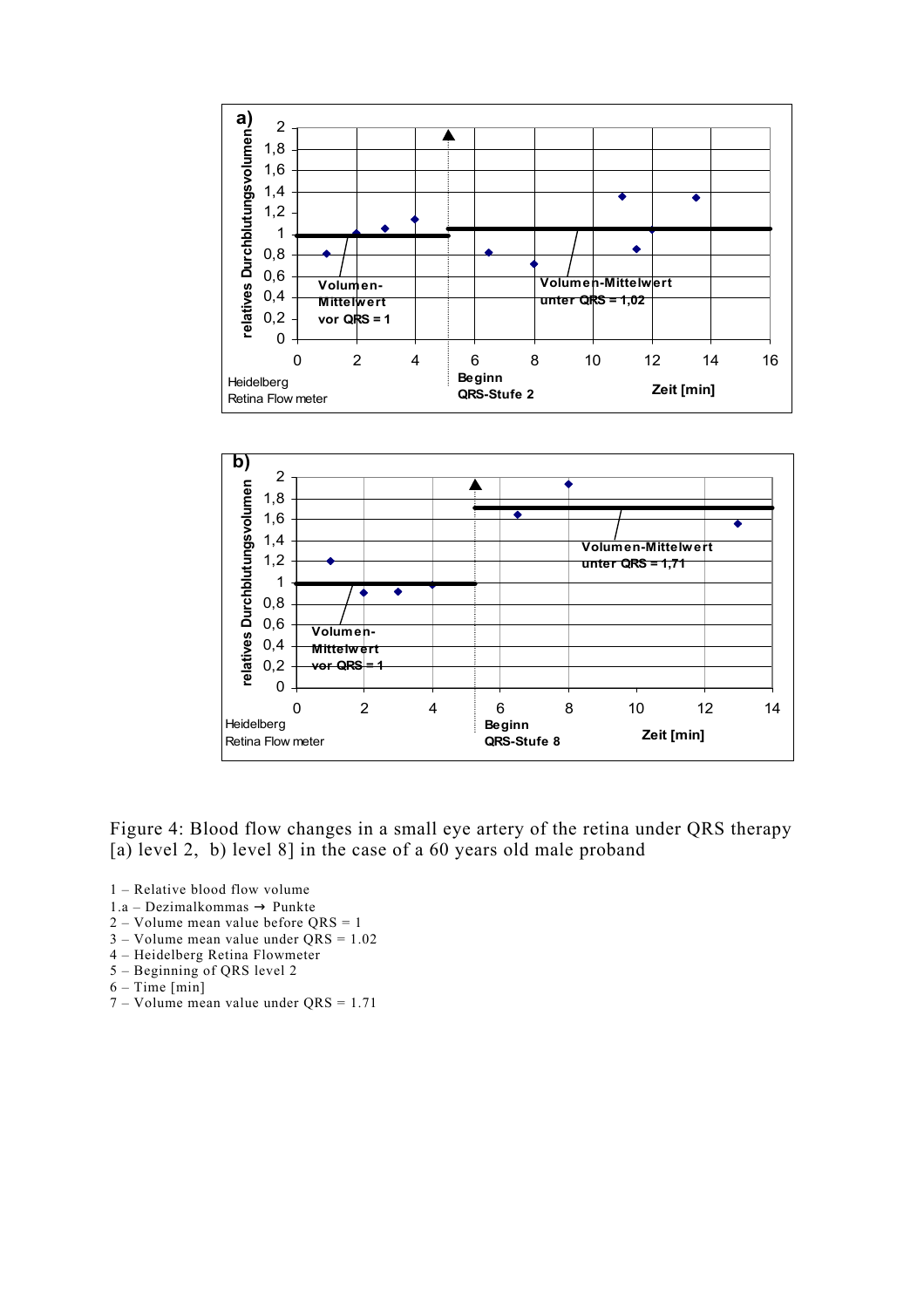Figure 4: Blood flow changes in a small eye artery of the retina under QRS therapy [a) level 2, b) level 8] in the case of a 60 years old male proband

1 – Relative blood flow volume
1.a – Dezimalkommas → Punkte
2 – Volume mean value before QRS = 1
3 – Volume mean value under QRS = 1.02
4 – Heidelberg Retina Flowmeter
5 – Beginning of QRS level 2
6 – Time [min]
7 – Volume mean value under QRS = 1.71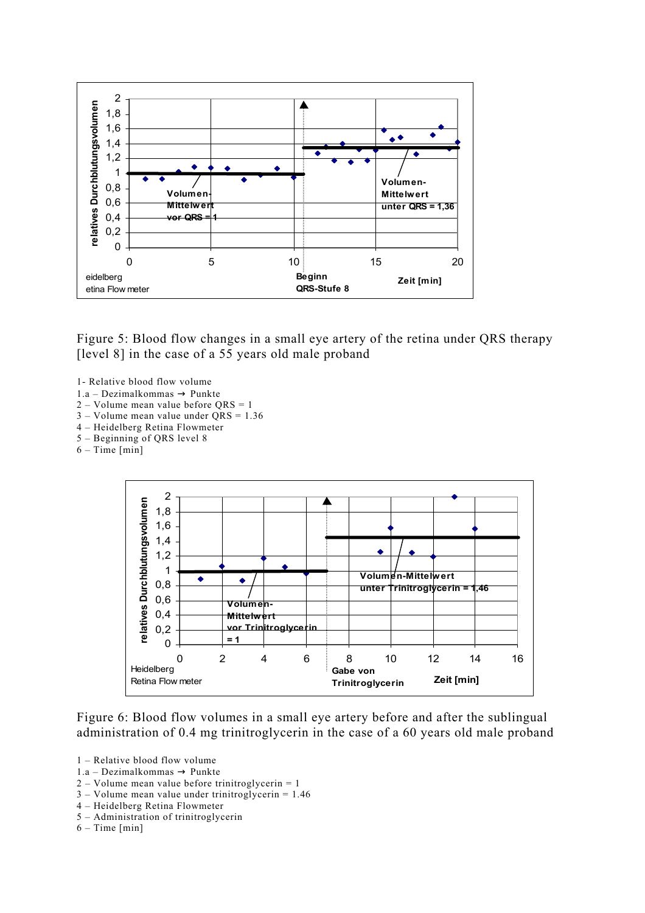Figure 5: Blood flow changes in a small eye artery of the retina under QRS therapy [level 8] in the case of a 55 years old male proband

1- Relative blood flow volume
1.a – Dezimalkommas → Punkte
2 – Volume mean value before QRS = 1
3 – Volume mean value under QRS = 1.36
4 – Heidelberg Retina Flowmeter
5 – Beginning of QRS level 8
6 – Time [min]

Figure 6: Blood flow volumes in a small eye artery before and after the sublingual administration of 0.4 mg trinitroglycerin in the case of a 60 years old male proband

1 – Relative blood flow volume
1.a – Dezimalkommas → Punkte
2 – Volume mean value before trinitroglycerin = 1
3 – Volume mean value under trinitroglycerin = 1.46
4 – Heidelberg Retina Flowmeter
5 – Administration of trinitroglycerin
6 – Time [min]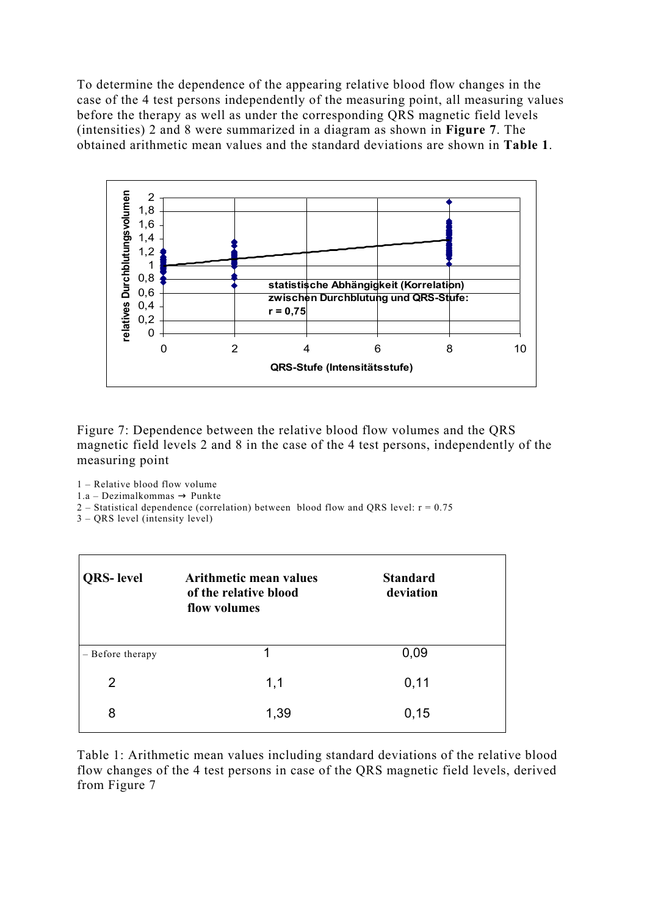To determine the dependence of the appearing relative blood flow changes in the case of the 4 test persons independently of the measuring point, all measuring values before the therapy as well as under the corresponding QRS magnetic field levels (intensities) 2 and 8 were summarized in a diagram as shown in **Figure 7**. The obtained arithmetic mean values and the standard deviations are shown in **Table 1**.

Figure 7: Dependence between the relative blood flow volumes and the QRS magnetic field levels 2 and 8 in the case of the 4 test persons, independently of the measuring point

1 – Relative blood flow volume
1.a – Dezimalkommas → Punkte
2 – Statistical dependence (correlation) between blood flow and QRS level: r = 0.75
3 – QRS level (intensity level)

| QRS- level | Arithmetic mean values of the relative blood flow volumes | Standard deviation |
|---|---|---|
| – Before therapy | 1 | 0,09 |
| 2 | 1,1 | 0,11 |
| 8 | 1,39 | 0,15 |

Table 1: Arithmetic mean values including standard deviations of the relative blood flow changes of the 4 test persons in case of the QRS magnetic field levels, derived from Figure 7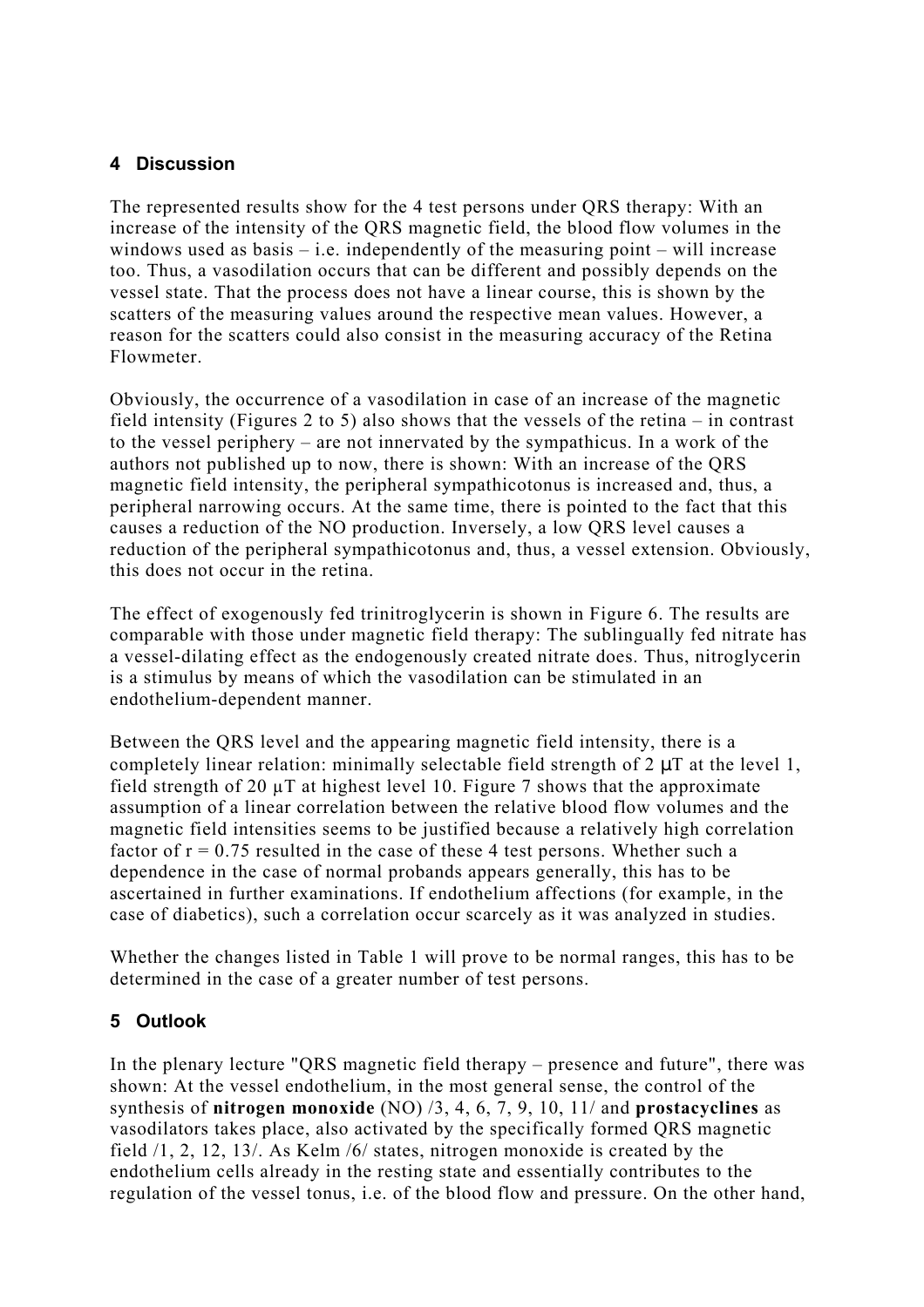## 4 Discussion

The represented results show for the 4 test persons under QRS therapy: With an increase of the intensity of the QRS magnetic field, the blood flow volumes in the windows used as basis – i.e. independently of the measuring point – will increase too. Thus, a vasodilation occurs that can be different and possibly depends on the vessel state. That the process does not have a linear course, this is shown by the scatters of the measuring values around the respective mean values. However, a reason for the scatters could also consist in the measuring accuracy of the Retina Flowmeter.

Obviously, the occurrence of a vasodilation in case of an increase of the magnetic field intensity (Figures 2 to 5) also shows that the vessels of the retina – in contrast to the vessel periphery – are not innervated by the sympathicus. In a work of the authors not published up to now, there is shown: With an increase of the QRS magnetic field intensity, the peripheral sympathicotonus is increased and, thus, a peripheral narrowing occurs. At the same time, there is pointed to the fact that this causes a reduction of the NO production. Inversely, a low QRS level causes a reduction of the peripheral sympathicotonus and, thus, a vessel extension. Obviously, this does not occur in the retina.

The effect of exogenously fed trinitroglycerin is shown in Figure 6. The results are comparable with those under magnetic field therapy: The sublingually fed nitrate has a vessel-dilating effect as the endogenously created nitrate does. Thus, nitroglycerin is a stimulus by means of which the vasodilation can be stimulated in an endothelium-dependent manner.

Between the QRS level and the appearing magnetic field intensity, there is a completely linear relation: minimally selectable field strength of 2 μT at the level 1, field strength of 20 μT at highest level 10. Figure 7 shows that the approximate assumption of a linear correlation between the relative blood flow volumes and the magnetic field intensities seems to be justified because a relatively high correlation factor of $r = 0.75$ resulted in the case of these 4 test persons. Whether such a dependence in the case of normal probands appears generally, this has to be ascertained in further examinations. If endothelium affections (for example, in the case of diabetics), such a correlation occur scarcely as it was analyzed in studies.

Whether the changes listed in Table 1 will prove to be normal ranges, this has to be determined in the case of a greater number of test persons.

## 5 Outlook

In the plenary lecture "QRS magnetic field therapy – presence and future", there was shown: At the vessel endothelium, in the most general sense, the control of the synthesis of **nitrogen monoxide** (NO) /3, 4, 6, 7, 9, 10, 11/ and **prostacyclines** as vasodilators takes place, also activated by the specifically formed QRS magnetic field /1, 2, 12, 13/. As Kelm /6/ states, nitrogen monoxide is created by the endothelium cells already in the resting state and essentially contributes to the regulation of the vessel tonus, i.e. of the blood flow and pressure. On the other hand,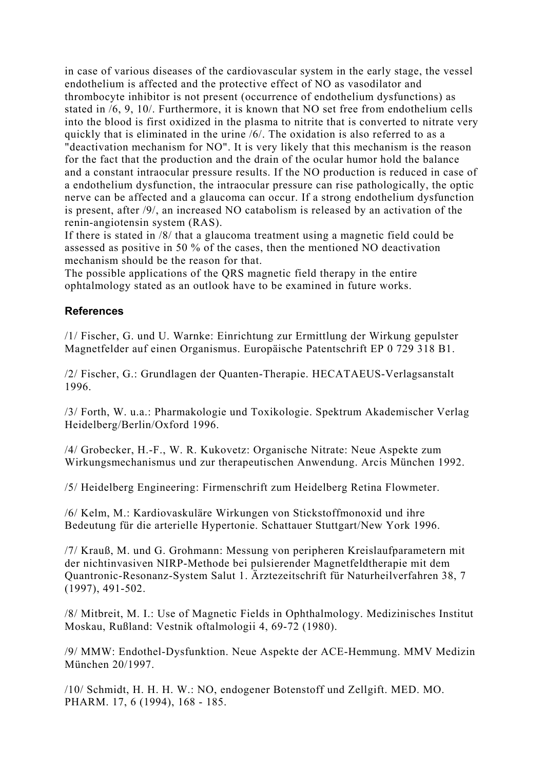in case of various diseases of the cardiovascular system in the early stage, the vessel endothelium is affected and the protective effect of NO as vasodilator and thrombocyte inhibitor is not present (occurrence of endothelium dysfunctions) as stated in /6, 9, 10/. Furthermore, it is known that NO set free from endothelium cells into the blood is first oxidized in the plasma to nitrite that is converted to nitrate very quickly that is eliminated in the urine /6/. The oxidation is also referred to as a "deactivation mechanism for NO". It is very likely that this mechanism is the reason for the fact that the production and the drain of the ocular humor hold the balance and a constant intraocular pressure results. If the NO production is reduced in case of a endothelium dysfunction, the intraocular pressure can rise pathologically, the optic nerve can be affected and a glaucoma can occur. If a strong endothelium dysfunction is present, after /9/, an increased NO catabolism is released by an activation of the renin-angiotensin system (RAS).
If there is stated in /8/ that a glaucoma treatment using a magnetic field could be assessed as positive in 50 % of the cases, then the mentioned NO deactivation mechanism should be the reason for that.
The possible applications of the QRS magnetic field therapy in the entire ophtalmology stated as an outlook have to be examined in future works.

## References

/1/ Fischer, G. und U. Warnke: Einrichtung zur Ermittlung der Wirkung gepulster Magnetfelder auf einen Organismus. Europäische Patentschrift EP 0 729 318 B1.

/2/ Fischer, G.: Grundlagen der Quanten-Therapie. HECATAEUS-Verlagsanstalt 1996.

/3/ Forth, W. u.a.: Pharmakologie und Toxikologie. Spektrum Akademischer Verlag Heidelberg/Berlin/Oxford 1996.

/4/ Grobecker, H.-F., W. R. Kukovetz: Organische Nitrate: Neue Aspekte zum Wirkungsmechanismus und zur therapeutischen Anwendung. Arcis München 1992.

/5/ Heidelberg Engineering: Firmenschrift zum Heidelberg Retina Flowmeter.

/6/ Kelm, M.: Kardiovaskuläre Wirkungen von Stickstoffmonoxid und ihre Bedeutung für die arterielle Hypertonie. Schattauer Stuttgart/New York 1996.

/7/ Krauß, M. und G. Grohmann: Messung von peripheren Kreislaufparametern mit der nichtinvasiven NIRP-Methode bei pulsierender Magnetfeldtherapie mit dem Quantronic-Resonanz-System Salut 1. Ärztezeitschrift für Naturheilverfahren 38, 7 (1997), 491-502.

/8/ Mitbreit, M. I.: Use of Magnetic Fields in Ophthalmology. Medizinisches Institut Moskau, Rußland: Vestnik oftalmologii 4, 69-72 (1980).

/9/ MMW: Endothel-Dysfunktion. Neue Aspekte der ACE-Hemmung. MMV Medizin München 20/1997.

/10/ Schmidt, H. H. H. W.: NO, endogener Botenstoff und Zellgift. MED. MO. PHARM. 17, 6 (1994), 168 - 185.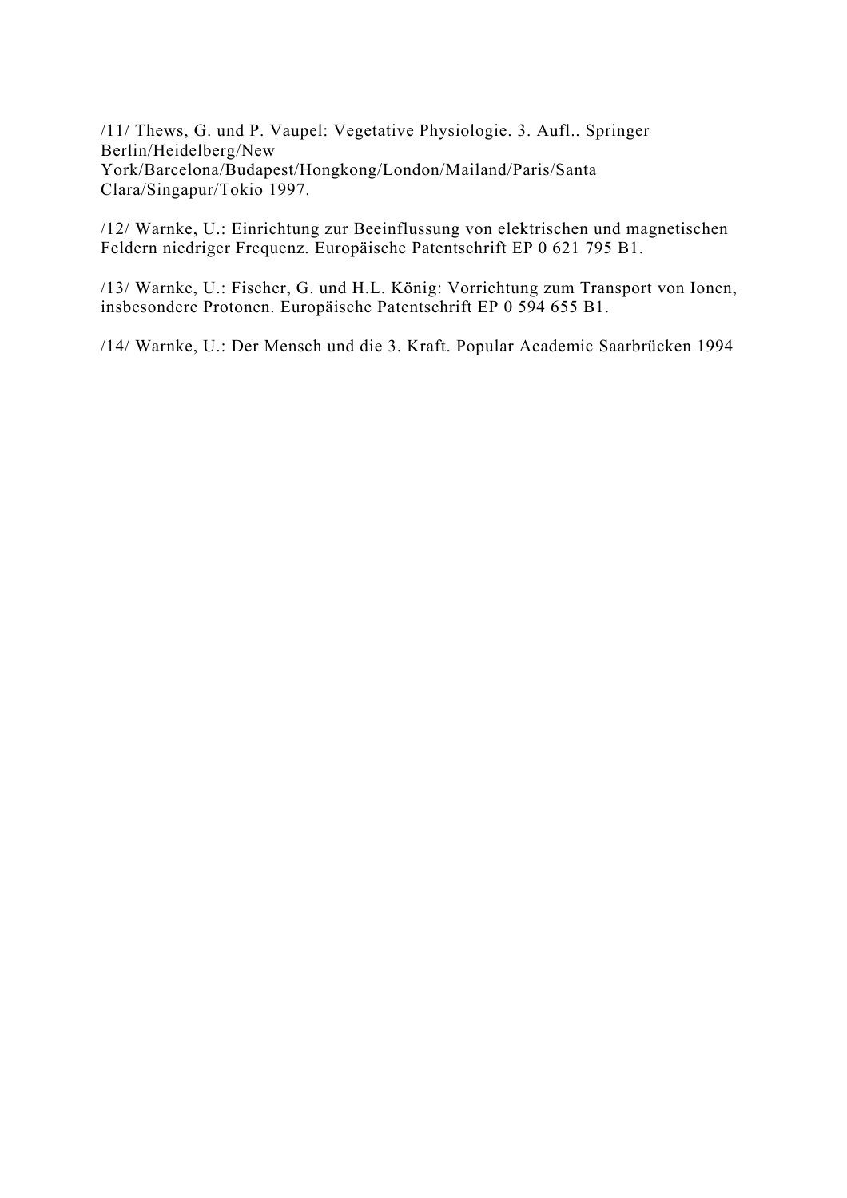/11/ Thews, G. und P. Vaupel: Vegetative Physiologie. 3. Aufl.. Springer Berlin/Heidelberg/New York/Barcelona/Budapest/Hongkong/London/Mailand/Paris/Santa Clara/Singapur/Tokio 1997.

/12/ Warnke, U.: Einrichtung zur Beeinflussung von elektrischen und magnetischen Feldern niedriger Frequenz. Europäische Patentschrift EP 0 621 795 B1.

/13/ Warnke, U.: Fischer, G. und H.L. König: Vorrichtung zum Transport von Ionen, insbesondere Protonen. Europäische Patentschrift EP 0 594 655 B1.

/14/ Warnke, U.: Der Mensch und die 3. Kraft. Popular Academic Saarbrücken 1994